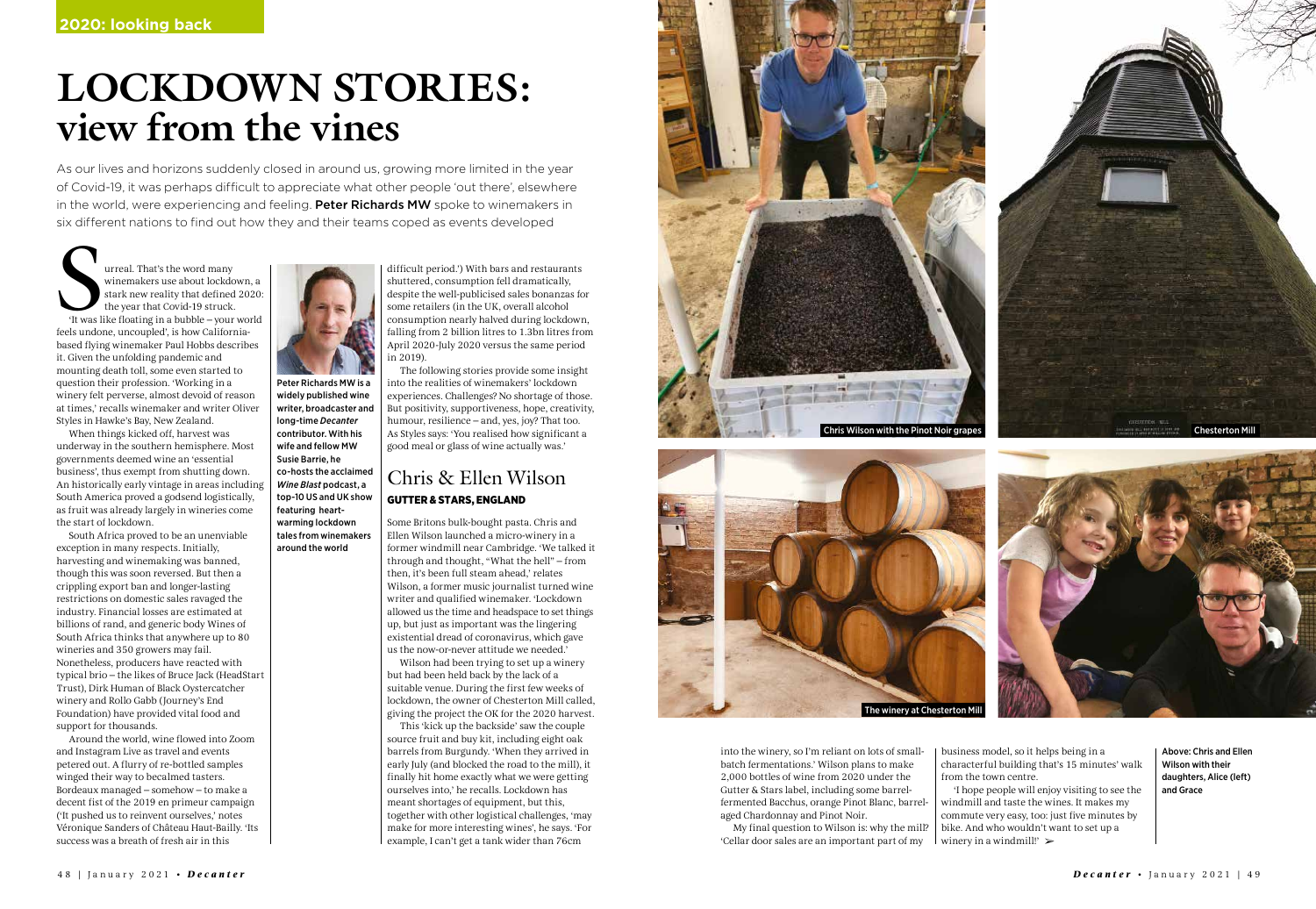2020: looking back

# LOCKDOWN STORIES: view from the vines

As our lives and horizons suddenly closed in around us, growing more limited in the year of Covid-19, it was perhaps difficult to appreciate what other people 'out there', elsewhere in the world, were experiencing and feeling. **Peter Richards MW** spoke to winemakers in six different nations to find out how they and their teams coped as events developed

Surreal. That's the word many winemakers use about lockdown, a stark new reality that defined 2020: the year that Covid-19 struck.

'It was like floating in a bubble – your world feels undone, uncoupled', is how California-based flying winemaker Paul Hobbs describes it. Given the unfolding pandemic and mounting death toll, some even started to question their profession. 'Working in a winery felt perverse, almost devoid of reason at times,' recalls winemaker and writer Oliver Styles in Hawke's Bay, New Zealand.

When things kicked off, harvest was underway in the southern hemisphere. Most governments deemed wine an 'essential business', thus exempt from shutting down. An historically early vintage in areas including South America proved a godsend logistically, as fruit was already largely in wineries come the start of lockdown.

South Africa proved to be an unenviable exception in many respects. Initially, harvesting and winemaking was banned, though this was soon reversed. But then a crippling export ban and longer-lasting restrictions on domestic sales ravaged the industry. Financial losses are estimated at billions of rand, and generic body Wines of South Africa thinks that anywhere up to 80 wineries and 350 growers may fail. Nonetheless, producers have reacted with typical brio – the likes of Bruce Jack (HeadStart Trust), Dirk Human of Black Oystercatcher winery and Rollo Gabb (Journey's End Foundation) have provided vital food and support for thousands.

Around the world, wine flowed into Zoom and Instagram Live as travel and events petered out. A flurry of re-bottled samples winged their way to becalmed tasters. Bordeaux managed – somehow – to make a decent fist of the 2019 en primeur campaign ('It pushed us to reinvent ourselves,' notes Véronique Sanders of Château Haut-Bailly. 'Its success was a breath of fresh air in this difficult period.') With bars and restaurants shuttered, consumption fell dramatically, despite the well-publicised sales bonanzas for some retailers (in the UK, overall alcohol consumption nearly halved during lockdown, falling from 2 billion litres to 1.3bn litres from April 2020-July 2020 versus the same period in 2019).

The following stories provide some insight into the realities of winemakers' lockdown experiences. Challenges? No shortage of those. But positivity, supportiveness, hope, creativity, humour, resilience – and, yes, joy? That too. As Styles says: 'You realised how significant a good meal or glass of wine actually was.'

Peter Richards MW is a widely published wine writer, broadcaster and long-time *Decanter* contributor. With his wife and fellow MW Susie Barrie, he co-hosts the acclaimed *Wine Blast* podcast, a top-10 US and UK show featuring heart-warming lockdown tales from winemakers around the world

## Chris & Ellen Wilson

**GUTTER & STARS, ENGLAND**

Some Britons bulk-bought pasta. Chris and Ellen Wilson launched a micro-winery in a former windmill near Cambridge. 'We talked it through and thought, "What the hell" – from then, it's been full steam ahead,' relates Wilson, a former music journalist turned wine writer and qualified winemaker. 'Lockdown allowed us the time and headspace to set things up, but just as important was the lingering existential dread of coronavirus, which gave us the now-or-never attitude we needed.'

Wilson had been trying to set up a winery but had been held back by the lack of a suitable venue. During the first few weeks of lockdown, the owner of Chesterton Mill called, giving the project the OK for the 2020 harvest.

This 'kick up the backside' saw the couple source fruit and buy kit, including eight oak barrels from Burgundy. 'When they arrived in early July (and blocked the road to the mill), it finally hit home exactly what we were getting ourselves into,' he recalls. Lockdown has meant shortages of equipment, but this, together with other logistical challenges, 'may make for more interesting wines', he says. 'For example, I can't get a tank wider than 76cm into the winery, so I'm reliant on lots of small-batch fermentations.' Wilson plans to make 2,000 bottles of wine from 2020 under the Gutter & Stars label, including some barrel-fermented Bacchus, orange Pinot Blanc, barrel-aged Chardonnay and Pinot Noir.

My final question to Wilson is: why the mill? 'Cellar door sales are an important part of my business model, so it helps being in a characterful building that's 15 minutes' walk from the town centre.

'I hope people will enjoy visiting to see the windmill and taste the wines. It makes my commute very easy, too: just five minutes by bike. And who wouldn't want to set up a winery in a windmill!' ➢

Chris Wilson with the Pinot Noir grapes

Chesterton Mill

The winery at Chesterton Mill

Above: Chris and Ellen Wilson with their daughters, Alice (left) and Grace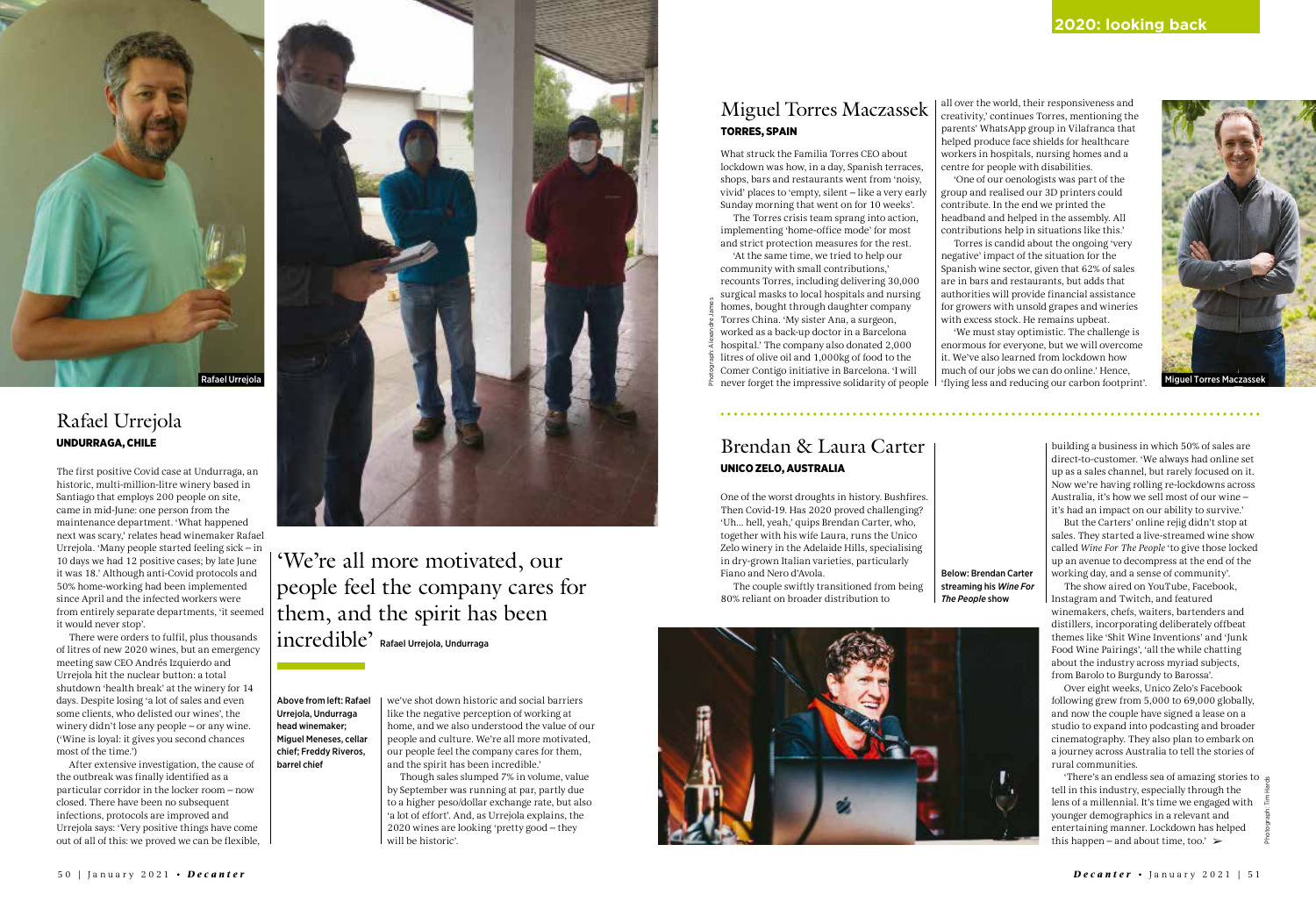## Rafael Urrejola
**UNDURRAGA, CHILE**

The first positive Covid case at Undurraga, an historic, multi-million-litre winery based in Santiago that employs 200 people on site, came in mid-June: one person from the maintenance department. 'What happened next was scary,' relates head winemaker Rafael Urrejola. 'Many people started feeling sick – in 10 days we had 12 positive cases; by late June it was 18.' Although anti-Covid protocols and 50% home-working had been implemented since April and the infected workers were from entirely separate departments, 'it seemed it would never stop'.

There were orders to fulfil, plus thousands of litres of new 2020 wines, but an emergency meeting saw CEO Andrés Izquierdo and Urrejola hit the nuclear button: a total shutdown 'health break' at the winery for 14 days. Despite losing 'a lot of sales and even some clients, who delisted our wines', the winery didn't lose any people – or any wine. ('Wine is loyal: it gives you second chances most of the time.')

After extensive investigation, the cause of the outbreak was finally identified as a particular corridor in the locker room – now closed. There have been no subsequent infections, protocols are improved and Urrejola says: 'Very positive things have come out of all of this: we proved we can be flexible, we've shot down historic and social barriers like the negative perception of working at home, and we also understood the value of our people and culture. We're all more motivated, our people feel the company cares for them, and the spirit has been incredible.'

Though sales slumped 7% in volume, value by September was running at par, partly due to a higher peso/dollar exchange rate, but also 'a lot of effort'. And, as Urrejola explains, the 2020 wines are looking 'pretty good – they will be historic'.

> 'We're all more motivated, our people feel the company cares for them, and the spirit has been incredible' Rafael Urrejola, Undurraga

Above from left: Rafael Urrejola, Undurraga head winemaker; Miguel Meneses, cellar chief; Freddy Riveros, barrel chief

## Miguel Torres Maczassek
**TORRES, SPAIN**

What struck the Familia Torres CEO about lockdown was how, in a day, Spanish terraces, shops, bars and restaurants went from 'noisy, vivid' places to 'empty, silent – like a very early Sunday morning that went on for 10 weeks'.

The Torres crisis team sprang into action, implementing 'home-office mode' for most and strict protection measures for the rest.

'At the same time, we tried to help our community with small contributions,' recounts Torres, including delivering 30,000 surgical masks to local hospitals and nursing homes, bought through daughter company Torres China. 'My sister Ana, a surgeon, worked as a back-up doctor in a Barcelona hospital.' The company also donated 2,000 litres of olive oil and 1,000kg of food to the Comer Contigo initiative in Barcelona. 'I will never forget the impressive solidarity of people all over the world, their responsiveness and creativity,' continues Torres, mentioning the parents' WhatsApp group in Vilafranca that helped produce face shields for healthcare workers in hospitals, nursing homes and a centre for people with disabilities.

'One of our oenologists was part of the group and realised our 3D printers could contribute. In the end we printed the headband and helped in the assembly. All contributions help in situations like this.'

Torres is candid about the ongoing 'very negative' impact of the situation for the Spanish wine sector, given that 62% of sales are in bars and restaurants, but adds that authorities will provide financial assistance for growers with unsold grapes and wineries with excess stock. He remains upbeat.

'We must stay optimistic. The challenge is enormous for everyone, but we will overcome it. We've also learned from lockdown how much of our jobs we can do online.' Hence, 'flying less and reducing our carbon footprint'.

## Brendan & Laura Carter
**UNICO ZELO, AUSTRALIA**

One of the worst droughts in history. Bushfires. Then Covid-19. Has 2020 proved challenging? 'Uh… hell, yeah,' quips Brendan Carter, who, together with his wife Laura, runs the Unico Zelo winery in the Adelaide Hills, specialising in dry-grown Italian varieties, particularly Fiano and Nero d'Avola.

The couple swiftly transitioned from being 80% reliant on broader distribution to building a business in which 50% of sales are direct-to-customer. 'We always had online set up as a sales channel, but rarely focused on it. Now we're having rolling re-lockdowns across Australia, it's how we sell most of our wine – it's had an impact on our ability to survive.'

But the Carters' online rejig didn't stop at sales. They started a live-streamed wine show called *Wine For The People* 'to give those locked up an avenue to decompress at the end of the working day, and a sense of community'.

The show aired on YouTube, Facebook, Instagram and Twitch, and featured winemakers, chefs, waiters, bartenders and distillers, incorporating deliberately offbeat themes like 'Shit Wine Inventions' and 'Junk Food Wine Pairings', 'all the while chatting about the industry across myriad subjects, from Barolo to Burgundy to Barossa'.

Over eight weeks, Unico Zelo's Facebook following grew from 5,000 to 69,000 globally, and now the couple have signed a lease on a studio to expand into podcasting and broader cinematography. They also plan to embark on a journey across Australia to tell the stories of rural communities.

'There's an endless sea of amazing stories to tell in this industry, especially through the lens of a millennial. It's time we engaged with younger demographics in a relevant and entertaining manner. Lockdown has helped this happen – and about time, too.'

Below: Brendan Carter streaming his *Wine For The People* show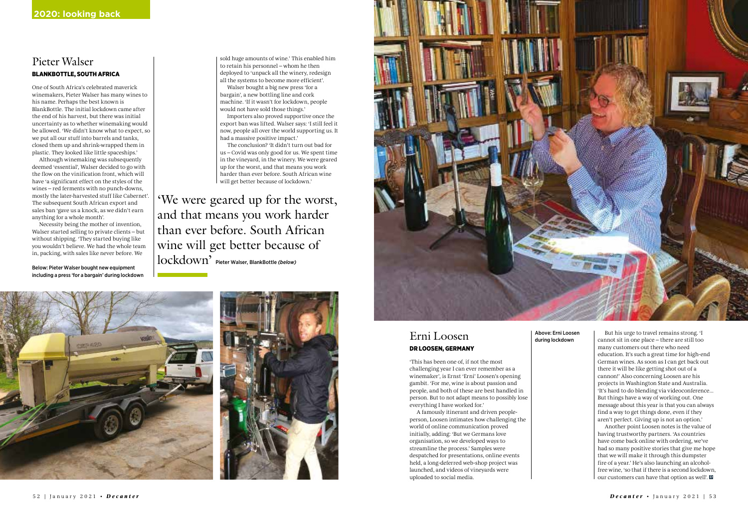## Pieter Walser

**BLANKBOTTLE, SOUTH AFRICA**

One of South Africa's celebrated maverick winemakers, Pieter Walser has many wines to his name. Perhaps the best known is BlankBottle. The initial lockdown came after the end of his harvest, but there was initial uncertainty as to whether winemaking would be allowed. 'We didn't know what to expect, so we put all our stuff into barrels and tanks, closed them up and shrink-wrapped them in plastic. They looked like little spaceships.'

Although winemaking was subsequently deemed 'essential', Walser decided to go with the flow on the vinification front, which will have 'a significant effect on the styles of the wines – red ferments with no punch-downs, mostly the later-harvested stuff like Cabernet'. The subsequent South African export and sales ban 'gave us a knock, as we didn't earn anything for a whole month'.

Necessity being the mother of invention, Walser started selling to private clients – but without shipping. 'They started buying like you wouldn't believe. We had the whole team in, packing, with sales like never before. We sold huge amounts of wine.' This enabled him to retain his personnel – whom he then deployed to 'unpack all the winery, redesign all the systems to become more efficient'.

Walser bought a big new press 'for a bargain', a new bottling line and cork machine. 'If it wasn't for lockdown, people would not have sold those things.'

Importers also proved supportive once the export ban was lifted. Walser says: 'I still feel it now, people all over the world supporting us. It had a massive positive impact.'

The conclusion? 'It didn't turn out bad for us – Covid was only good for us. We spent time in the vineyard, in the winery. We were geared up for the worst, and that means you work harder than ever before. South African wine will get better because of lockdown.'

'We were geared up for the worst, and that means you work harder than ever before. South African wine will get better because of lockdown' Pieter Walser, BlankBottle *(below)*

Below: Pieter Walser bought new equipment including a press 'for a bargain' during lockdown

## Erni Loosen

**DR LOOSEN, GERMANY**

Above: Erni Loosen during lockdown

'This has been one of, if not the most challenging year I can ever remember as a winemaker', is Ernst 'Erni' Loosen's opening gambit. 'For me, wine is about passion and people, and both of these are best handled in person. But to not adapt means to possibly lose everything I have worked for.'

A famously itinerant and driven people-person, Loosen intimates how challenging the world of online communication proved initially, adding: 'But we Germans love organisation, so we developed ways to streamline the process.' Samples were despatched for presentations, online events held, a long-deferred web-shop project was launched, and videos of vineyards were uploaded to social media.

But his urge to travel remains strong. 'I cannot sit in one place – there are still too many customers out there who need education. It's such a great time for high-end German wines. As soon as I can get back out there it will be like getting shot out of a cannon!' Also concerning Loosen are his projects in Washington State and Australia. 'It's hard to do blending via videoconference… But things have a way of working out. One message about this year is that you can always find a way to get things done, even if they aren't perfect. Giving up is not an option.'

Another point Loosen notes is the value of having trustworthy partners. 'As countries have come back online with ordering, we've had so many positive stories that give me hope that we will make it through this dumpster fire of a year.' He's also launching an alcohol-free wine, 'so that if there is a second lockdown, our customers can have that option as well'.